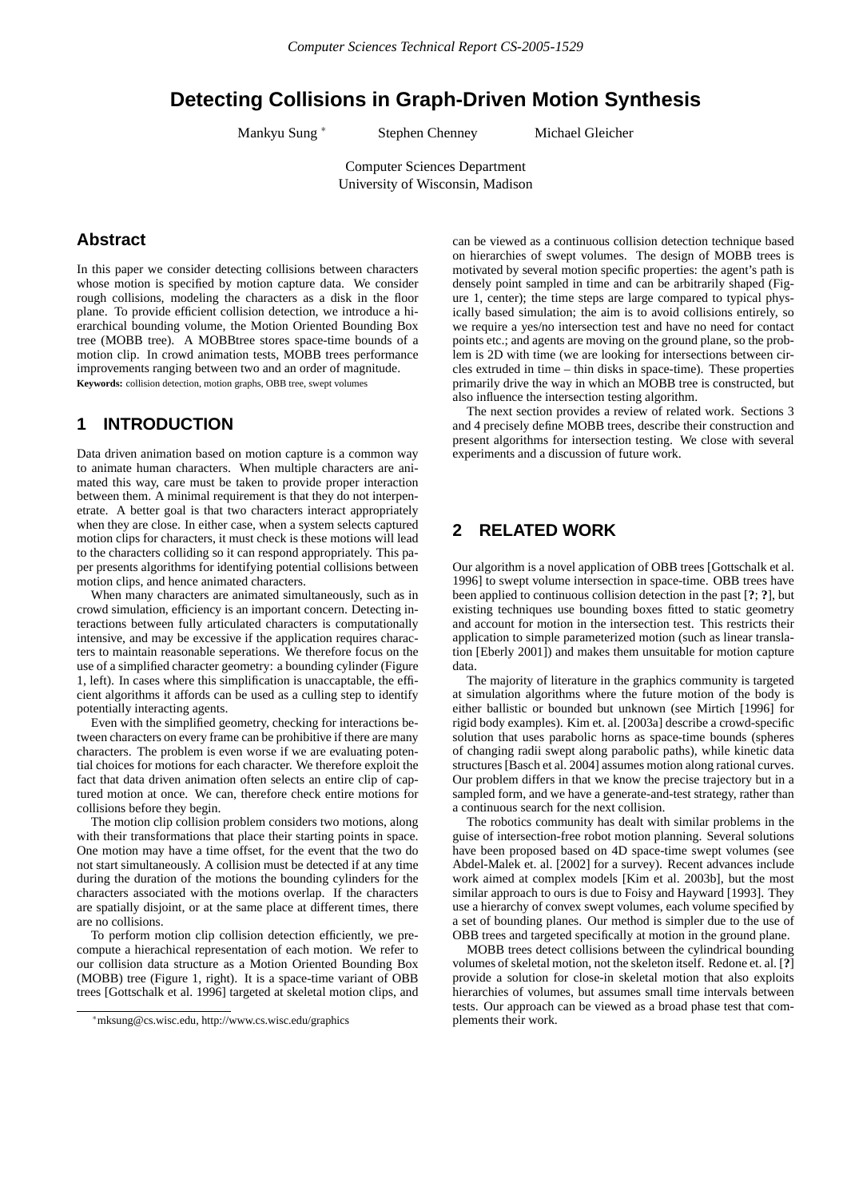# Detecting Collisions in Graph-Driven Motion Synthesis

Mankyu Sung [*]  Stephen Chenney  Michael Gleicher

Computer Sciences Department
University of Wisconsin, Madison

## Abstract

In this paper we consider detecting collisions between characters whose motion is specified by motion capture data. We consider rough collisions, modeling the characters as a disk in the floor plane. To provide efficient collision detection, we introduce a hierarchical bounding volume, the Motion Oriented Bounding Box tree (MOBB tree). A MOBBtree stores space-time bounds of a motion clip. In crowd animation tests, MOBB trees performance improvements ranging between two and an order of magnitude.

**Keywords:** collision detection, motion graphs, OBB tree, swept volumes

## 1 INTRODUCTION

Data driven animation based on motion capture is a common way to animate human characters. When multiple characters are animated this way, care must be taken to provide proper interaction between them. A minimal requirement is that they do not interpenetrate. A better goal is that two characters interact appropriately when they are close. In either case, when a system selects captured motion clips for characters, it must check is these motions will lead to the characters colliding so it can respond appropriately. This paper presents algorithms for identifying potential collisions between motion clips, and hence animated characters.

When many characters are animated simultaneously, such as in crowd simulation, efficiency is an important concern. Detecting interactions between fully articulated characters is computationally intensive, and may be excessive if the application requires characters to maintain reasonable seperations. We therefore focus on the use of a simplified character geometry: a bounding cylinder (Figure 1, left). In cases where this simplification is unacceptable, the efficient algorithms it affords can be used as a culling step to identify potentially interacting agents.

Even with the simplified geometry, checking for interactions between characters on every frame can be prohibitive if there are many characters. The problem is even worse if we are evaluating potential choices for motions for each character. We therefore exploit the fact that data driven animation often selects an entire clip of captured motion at once. We can, therefore check entire motions for collisions before they begin.

The motion clip collision problem considers two motions, along with their transformations that place their starting points in space. One motion may have a time offset, for the event that the two do not start simultaneously. A collision must be detected if at any time during the duration of the motions the bounding cylinders for the characters associated with the motions overlap. If the characters are spatially disjoint, or at the same place at different times, there are no collisions.

To perform motion clip collision detection efficiently, we precompute a hierachical representation of each motion. We refer to our collision data structure as a Motion Oriented Bounding Box (MOBB) tree (Figure 1, right). It is a space-time variant of OBB trees [Gottschalk et al. 1996] targeted at skeletal motion clips, and can be viewed as a continuous collision detection technique based on hierarchies of swept volumes. The design of MOBB trees is motivated by several motion specific properties: the agent's path is densely point sampled in time and can be arbitrarily shaped (Figure 1, center); the time steps are large compared to typical physically based simulation; the aim is to avoid collisions entirely, so we require a yes/no intersection test and have no need for contact points etc.; and agents are moving on the ground plane, so the problem is 2D with time (we are looking for intersections between circles extruded in time – thin disks in space-time). These properties primarily drive the way in which an MOBB tree is constructed, but also influence the intersection testing algorithm.

The next section provides a review of related work. Sections 3 and 4 precisely define MOBB trees, describe their construction and present algorithms for intersection testing. We close with several experiments and a discussion of future work.

## 2 RELATED WORK

Our algorithm is a novel application of OBB trees [Gottschalk et al. 1996] to swept volume intersection in space-time. OBB trees have been applied to continuous collision detection in the past [**?**; **?**], but existing techniques use bounding boxes fitted to static geometry and account for motion in the intersection test. This restricts their application to simple parameterized motion (such as linear translation [Eberly 2001]) and makes them unsuitable for motion capture data.

The majority of literature in the graphics community is targeted at simulation algorithms where the future motion of the body is either ballistic or bounded but unknown (see Mirtich [1996] for rigid body examples). Kim et. al. [2003a] describe a crowd-specific solution that uses parabolic horns as space-time bounds (spheres of changing radii swept along parabolic paths), while kinetic data structures [Basch et al. 2004] assumes motion along rational curves. Our problem differs in that we know the precise trajectory but in a sampled form, and we have a generate-and-test strategy, rather than a continuous search for the next collision.

The robotics community has dealt with similar problems in the guise of intersection-free robot motion planning. Several solutions have been proposed based on 4D space-time swept volumes (see Abdel-Malek et. al. [2002] for a survey). Recent advances include work aimed at complex models [Kim et al. 2003b], but the most similar approach to ours is due to Foisy and Hayward [1993]. They use a hierarchy of convex swept volumes, each volume specified by a set of bounding planes. Our method is simpler due to the use of OBB trees and targeted specifically at motion in the ground plane.

MOBB trees detect collisions between the cylindrical bounding volumes of skeletal motion, not the skeleton itself. Redone et. al. [**?**] provide a solution for close-in skeletal motion that also exploits hierarchies of volumes, but assumes small time intervals between tests. Our approach can be viewed as a broad phase test that complements their work.

[*] mksung@cs.wisc.edu, http://www.cs.wisc.edu/graphics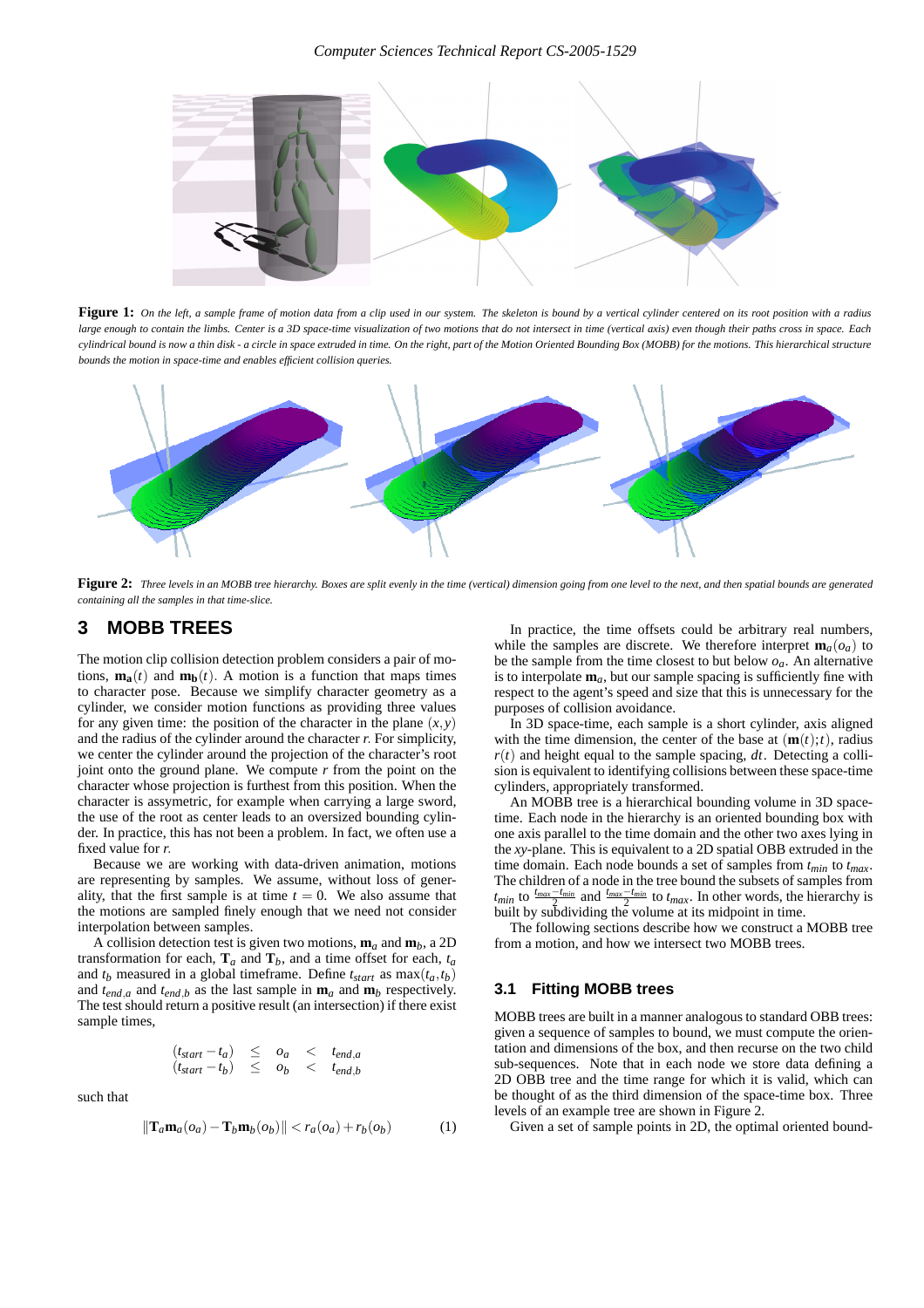**Figure 1:** *On the left, a sample frame of motion data from a clip used in our system. The skeleton is bound by a vertical cylinder centered on its root position with a radius large enough to contain the limbs. Center is a 3D space-time visualization of two motions that do not intersect in time (vertical axis) even though their paths cross in space. Each cylindrical bound is now a thin disk - a circle in space extruded in time. On the right, part of the Motion Oriented Bounding Box (MOBB) for the motions. This hierarchical structure bounds the motion in space-time and enables efficient collision queries.*

**Figure 2:** *Three levels in an MOBB tree hierarchy. Boxes are split evenly in the time (vertical) dimension going from one level to the next, and then spatial bounds are generated containing all the samples in that time-slice.*

## 3 MOBB TREES

The motion clip collision detection problem considers a pair of motions, $\mathbf{m_a}(t)$ and $\mathbf{m_b}(t)$. A motion is a function that maps times to character pose. Because we simplify character geometry as a cylinder, we consider motion functions as providing three values for any given time: the position of the character in the plane $(x,y)$ and the radius of the cylinder around the character $r$. For simplicity, we center the cylinder around the projection of the character's root joint onto the ground plane. We compute $r$ from the point on the character whose projection is furthest from this position. When the character is assymetric, for example when carrying a large sword, the use of the root as center leads to an oversized bounding cylinder. In practice, this has not been a problem. In fact, we often use a fixed value for $r$.

Because we are working with data-driven animation, motions are representing by samples. We assume, without loss of generality, that the first sample is at time $t = 0$. We also assume that the motions are sampled finely enough that we need not consider interpolation between samples.

A collision detection test is given two motions, $\mathbf{m}_a$ and $\mathbf{m}_b$, a 2D transformation for each, $\mathbf{T}_a$ and $\mathbf{T}_b$, and a time offset for each, $t_a$ and $t_b$ measured in a global timeframe. Define $t_{start}$ as $\max(t_a,t_b)$ and $t_{end,a}$ and $t_{end,b}$ as the last sample in $\mathbf{m}_a$ and $\mathbf{m}_b$ respectively. The test should return a positive result (an intersection) if there exist sample times,

$$
\begin{array}{ccccc}
(t_{start}-t_a) & \leq & o_a & < & t_{end,a} \\
(t_{start}-t_b) & \leq & o_b & < & t_{end,b}
\end{array}
$$

such that

$$
\|\mathbf{T}_a\mathbf{m}_a(o_a) - \mathbf{T}_b\mathbf{m}_b(o_b)\| < r_a(o_a) + r_b(o_b) \tag{1}
$$

In practice, the time offsets could be arbitrary real numbers, while the samples are discrete. We therefore interpret $\mathbf{m}_a(o_a)$ to be the sample from the time closest to but below $o_a$. An alternative is to interpolate $\mathbf{m}_a$, but our sample spacing is sufficiently fine with respect to the agent's speed and size that this is unnecessary for the purposes of collision avoidance.

In 3D space-time, each sample is a short cylinder, axis aligned with the time dimension, the center of the base at $(\mathbf{m}(t);t)$, radius $r(t)$ and height equal to the sample spacing, $dt$. Detecting a collision is equivalent to identifying collisions between these space-time cylinders, appropriately transformed.

An MOBB tree is a hierarchical bounding volume in 3D space-time. Each node in the hierarchy is an oriented bounding box with one axis parallel to the time domain and the other two axes lying in the *xy*-plane. This is equivalent to a 2D spatial OBB extruded in the time domain. Each node bounds a set of samples from $t_{min}$ to $t_{max}$. The children of a node in the tree bound the subsets of samples from $t_{min}$ to $\frac{t_{max}-t_{min}}{2}$ and $\frac{t_{max}-t_{min}}{2}$ to $t_{max}$. In other words, the hierarchy is built by subdividing the volume at its midpoint in time.

The following sections describe how we construct a MOBB tree from a motion, and how we intersect two MOBB trees.

### 3.1 Fitting MOBB trees

MOBB trees are built in a manner analogous to standard OBB trees: given a sequence of samples to bound, we must compute the orientation and dimensions of the box, and then recurse on the two child sub-sequences. Note that in each node we store data defining a 2D OBB tree and the time range for which it is valid, which can be thought of as the third dimension of the space-time box. Three levels of an example tree are shown in Figure 2.

Given a set of sample points in 2D, the optimal oriented bound-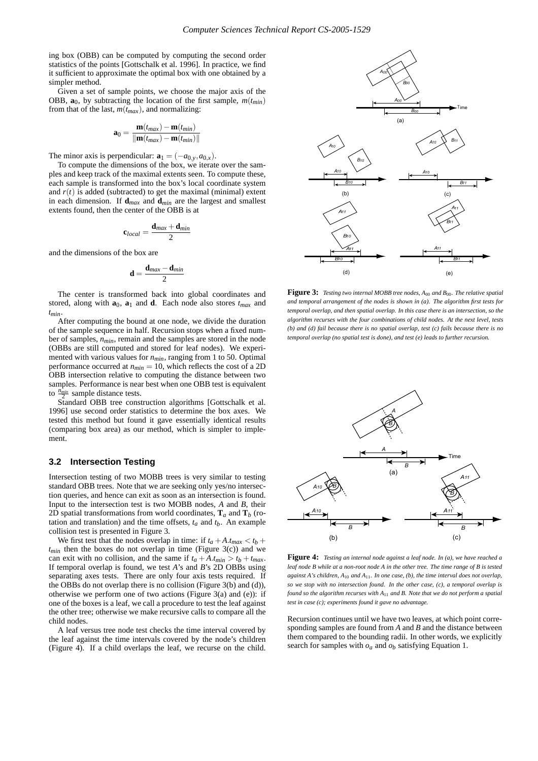ing box (OBB) can be computed by computing the second order statistics of the points [Gottschalk et al. 1996]. In practice, we find it sufficient to approximate the optimal box with one obtained by a simpler method.

Given a set of sample points, we choose the major axis of the OBB, $\mathbf{a}_0$, by subtracting the location of the first sample, $m(t_{min})$ from that of the last, $m(t_{max})$, and normalizing:

$$\mathbf{a}_0 = \frac{\mathbf{m}(t_{max}) - \mathbf{m}(t_{min})}{\|\mathbf{m}(t_{max}) - \mathbf{m}(t_{min})\|}$$

The minor axis is perpendicular: $\mathbf{a}_1 = (-a_{0,y}, a_{0,x})$.

To compute the dimensions of the box, we iterate over the samples and keep track of the maximal extents seen. To compute these, each sample is transformed into the box's local coordinate system and $r(t)$ is added (subtracted) to get the maximal (minimal) extent in each dimension. If $\mathbf{d}_{max}$ and $\mathbf{d}_{min}$ are the largest and smallest extents found, then the center of the OBB is at

$$\mathbf{c}_{local} = \frac{\mathbf{d}_{max} + \mathbf{d}_{min}}{2}$$

and the dimensions of the box are

$$\mathbf{d} = \frac{\mathbf{d}_{max} - \mathbf{d}_{min}}{2}$$

The center is transformed back into global coordinates and stored, along with $\mathbf{a}_0$, $\mathbf{a}_1$ and $\mathbf{d}$. Each node also stores $t_{max}$ and $t_{min}$.

After computing the bound at one node, we divide the duration of the sample sequence in half. Recursion stops when a fixed number of samples, $n_{min}$, remain and the samples are stored in the node (OBBs are still computed and stored for leaf nodes). We experimented with various values for $n_{min}$, ranging from 1 to 50. Optimal performance occurred at $n_{min} = 10$, which reflects the cost of a 2D OBB intersection relative to computing the distance between two samples. Performance is near best when one OBB test is equivalent to $\frac{n_{min}}{2}$ sample distance tests.

Standard OBB tree construction algorithms [Gottschalk et al. 1996] use second order statistics to determine the box axes. We tested this method but found it gave essentially identical results (comparing box area) as our method, which is simpler to implement.

### 3.2 Intersection Testing

Intersection testing of two MOBB trees is very similar to testing standard OBB trees. Note that we are seeking only yes/no intersection queries, and hence can exit as soon as an intersection is found. Input to the intersection test is two MOBB nodes, $A$ and $B$, their 2D spatial transformations from world coordinates, $\mathbf{T}_a$ and $\mathbf{T}_b$ (rotation and translation) and the time offsets, $t_a$ and $t_b$. An example collision test is presented in Figure 3.

We first test that the nodes overlap in time: if $t_a + A.t_{max} < t_b + t_{min}$ then the boxes do not overlap in time (Figure 3(c)) and we can exit with no collision, and the same if $t_a + A.t_{min} > t_b + t_{max}$. If temporal overlap is found, we test $A$'s and $B$'s 2D OBBs using separating axes tests. There are only four axis tests required. If the OBBs do not overlap there is no collision (Figure 3(b) and (d)), otherwise we perform one of two actions (Figure 3(a) and (e)): if one of the boxes is a leaf, we call a procedure to test the leaf against the other tree; otherwise we make recursive calls to compare all the child nodes.

A leaf versus tree node test checks the time interval covered by the leaf against the time intervals covered by the node's children (Figure 4). If a child overlaps the leaf, we recurse on the child. Recursion continues until we have two leaves, at which point corresponding samples are found from $A$ and $B$ and the distance between them compared to the bounding radii. In other words, we explicitly search for samples with $o_a$ and $o_b$ satisfying Equation 1.

**Figure 3:** *Testing two internal MOBB tree nodes, $A_{00}$ and $B_{00}$. The relative spatial and temporal arrangement of the nodes is shown in (a). The algorithm first tests for temporal overlap, and then spatial overlap. In this case there is an intersection, so the algorithm recurses with the four combinations of child nodes. At the next level, tests (b) and (d) fail because there is no spatial overlap, test (c) fails because there is no temporal overlap (no spatial test is done), and test (e) leads to further recursion.*

**Figure 4:** *Testing an internal node against a leaf node. In (a), we have reached a leaf node B while at a non-root node A in the other tree. The time range of B is tested against A's children, $A_{10}$ and $A_{11}$. In one case, (b), the time interval does not overlap, so we stop with no intersection found. In the other case, (c), a temporal overlap is found so the algorithm recurses with $A_{11}$ and B. Note that we do not perform a spatial test in case (c); experiments found it gave no advantage.*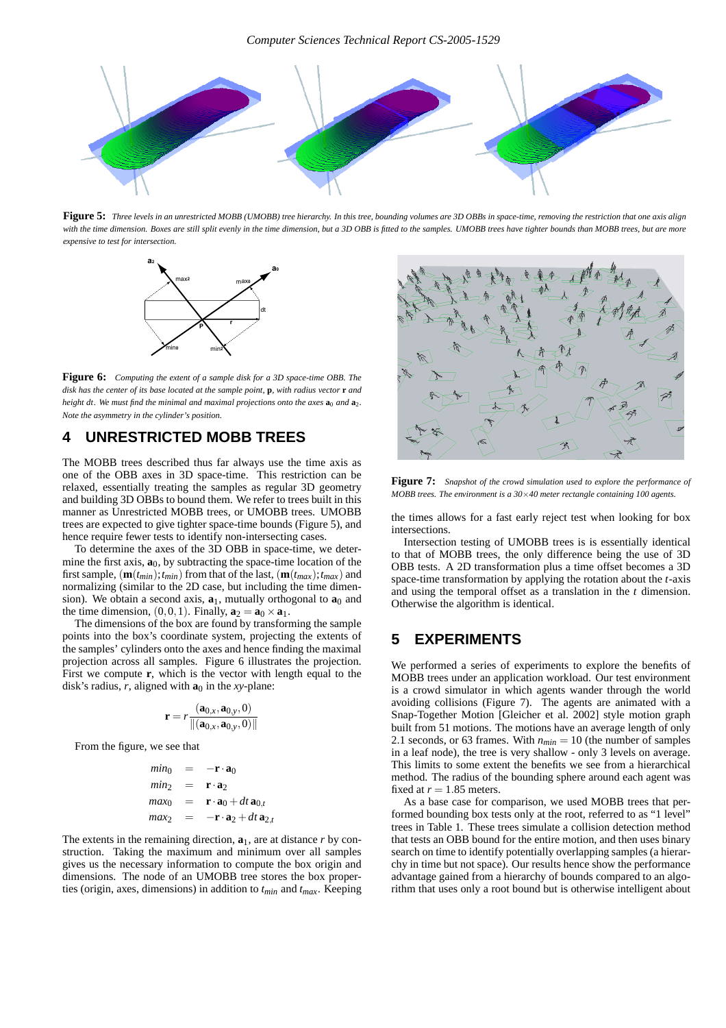**Figure 5:** *Three levels in an unrestricted MOBB (UMOBB) tree hierarchy. In this tree, bounding volumes are 3D OBBs in space-time, removing the restriction that one axis align with the time dimension. Boxes are still split evenly in the time dimension, but a 3D OBB is fitted to the samples. UMOBB trees have tighter bounds than MOBB trees, but are more expensive to test for intersection.*

**Figure 6:** *Computing the extent of a sample disk for a 3D space-time OBB. The disk has the center of its base located at the sample point,* $\mathbf{p}$*, with radius vector* $\mathbf{r}$ *and height* $dt$*. We must find the minimal and maximal projections onto the axes* $\mathbf{a}_0$ *and* $\mathbf{a}_2$*. Note the asymmetry in the cylinder's position.*

## 4 UNRESTRICTED MOBB TREES

The MOBB trees described thus far always use the time axis as one of the OBB axes in 3D space-time. This restriction can be relaxed, essentially treating the samples as regular 3D geometry and building 3D OBBs to bound them. We refer to trees built in this manner as Unrestricted MOBB trees, or UMOBB trees. UMOBB trees are expected to give tighter space-time bounds (Figure 5), and hence require fewer tests to identify non-intersecting cases.

To determine the axes of the 3D OBB in space-time, we determine the first axis, $\mathbf{a}_0$, by subtracting the space-time location of the first sample, $(\mathbf{m}(t_{min}); t_{min})$ from that of the last, $(\mathbf{m}(t_{max}); t_{max})$ and normalizing (similar to the 2D case, but including the time dimension). We obtain a second axis, $\mathbf{a}_1$, mutually orthogonal to $\mathbf{a}_0$ and the time dimension, $(0,0,1)$. Finally, $\mathbf{a}_2 = \mathbf{a}_0 \times \mathbf{a}_1$.

The dimensions of the box are found by transforming the sample points into the box's coordinate system, projecting the extents of the samples' cylinders onto the axes and hence finding the maximal projection across all samples. Figure 6 illustrates the projection. First we compute $\mathbf{r}$, which is the vector with length equal to the disk's radius, $r$, aligned with $\mathbf{a}_0$ in the $xy$-plane:

$$\mathbf{r} = r\frac{(\mathbf{a}_{0,x}, \mathbf{a}_{0,y}, 0)}{\|(\mathbf{a}_{0,x}, \mathbf{a}_{0,y}, 0)\|}$$

From the figure, we see that

$$\begin{aligned}
min_0 &= -\mathbf{r}\cdot\mathbf{a}_0 \\
min_2 &= \mathbf{r}\cdot\mathbf{a}_2 \\
max_0 &= \mathbf{r}\cdot\mathbf{a}_0 + dt\,\mathbf{a}_{0,t} \\
max_2 &= -\mathbf{r}\cdot\mathbf{a}_2 + dt\,\mathbf{a}_{2,t}
\end{aligned}$$

The extents in the remaining direction, $\mathbf{a}_1$, are at distance $r$ by construction. Taking the maximum and minimum over all samples gives us the necessary information to compute the box origin and dimensions. The node of an UMOBB tree stores the box properties (origin, axes, dimensions) in addition to $t_{min}$ and $t_{max}$. Keeping the times allows for a fast early reject test when looking for box intersections.

Intersection testing of UMOBB trees is is essentially identical to that of MOBB trees, the only difference being the use of 3D OBB tests. A 2D transformation plus a time offset becomes a 3D space-time transformation by applying the rotation about the $t$-axis and using the temporal offset as a translation in the $t$ dimension. Otherwise the algorithm is identical.

**Figure 7:** *Snapshot of the crowd simulation used to explore the performance of MOBB trees. The environment is a 30×40 meter rectangle containing 100 agents.*

## 5 EXPERIMENTS

We performed a series of experiments to explore the benefits of MOBB trees under an application workload. Our test environment is a crowd simulator in which agents wander through the world avoiding collisions (Figure 7). The agents are animated with a Snap-Together Motion [Gleicher et al. 2002] style motion graph built from 51 motions. The motions have an average length of only 2.1 seconds, or 63 frames. With $n_{min} = 10$ (the number of samples in a leaf node), the tree is very shallow - only 3 levels on average. This limits to some extent the benefits we see from a hierarchical method. The radius of the bounding sphere around each agent was fixed at $r = 1.85$ meters.

As a base case for comparison, we used MOBB trees that performed bounding box tests only at the root, referred to as "1 level" trees in Table 1. These trees simulate a collision detection method that tests an OBB bound for the entire motion, and then uses binary search on time to identify potentially overlapping samples (a hierarchy in time but not space). Our results hence show the performance advantage gained from a hierarchy of bounds compared to an algorithm that uses only a root bound but is otherwise intelligent about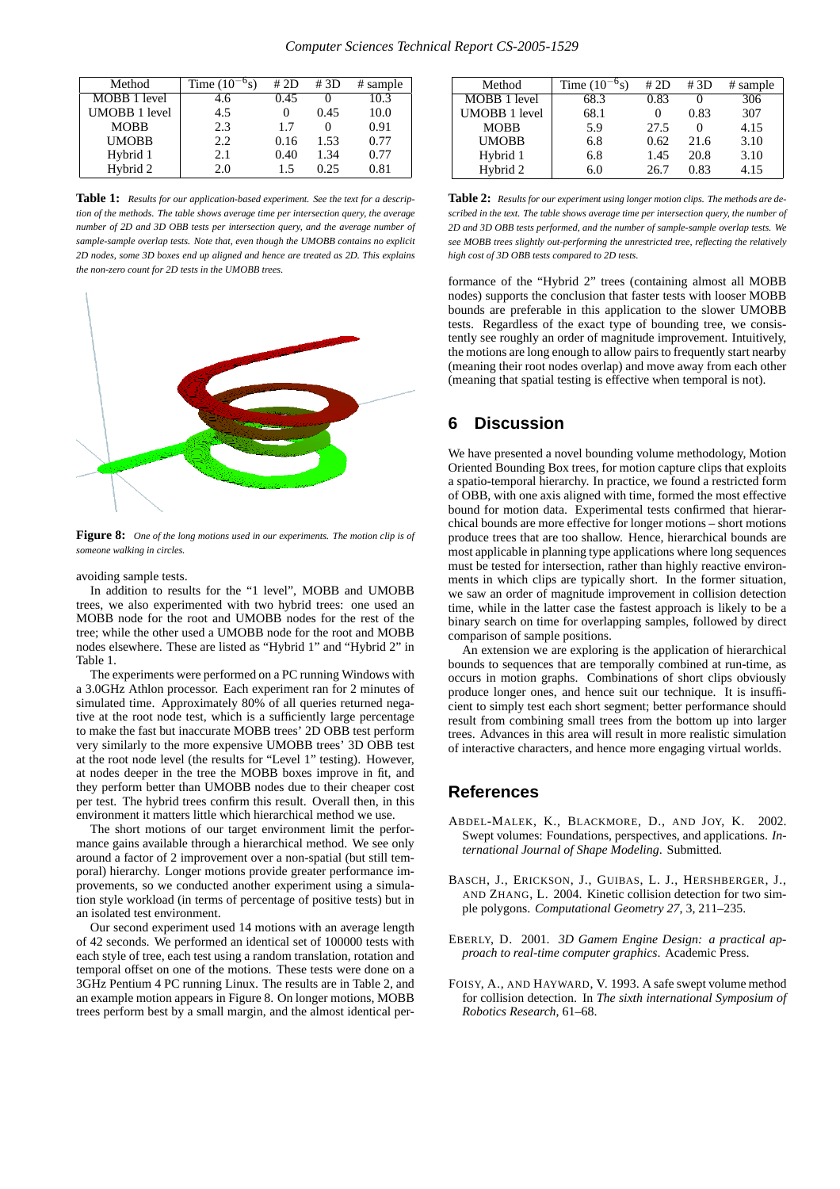| Method | Time ($10^{-6}$s) | # 2D | # 3D | # sample |
|---|---|---|---|---|
| MOBB 1 level | 4.6 | 0.45 | 0 | 10.3 |
| UMOBB 1 level | 4.5 | 0 | 0.45 | 10.0 |
| MOBB | 2.3 | 1.7 | 0 | 0.91 |
| UMOBB | 2.2 | 0.16 | 1.53 | 0.77 |
| Hybrid 1 | 2.1 | 0.40 | 1.34 | 0.77 |
| Hybrid 2 | 2.0 | 1.5 | 0.25 | 0.81 |

**Table 1:** *Results for our application-based experiment. See the text for a description of the methods. The table shows average time per intersection query, the average number of 2D and 3D OBB tests per intersection query, and the average number of sample-sample overlap tests. Note that, even though the UMOBB contains no explicit 2D nodes, some 3D boxes end up aligned and hence are treated as 2D. This explains the non-zero count for 2D tests in the UMOBB trees.*

**Figure 8:** *One of the long motions used in our experiments. The motion clip is of someone walking in circles.*

avoiding sample tests.

In addition to results for the "1 level", MOBB and UMOBB trees, we also experimented with two hybrid trees: one used an MOBB node for the root and UMOBB nodes for the rest of the tree; while the other used a UMOBB node for the root and MOBB nodes elsewhere. These are listed as "Hybrid 1" and "Hybrid 2" in Table 1.

The experiments were performed on a PC running Windows with a 3.0GHz Athlon processor. Each experiment ran for 2 minutes of simulated time. Approximately 80% of all queries returned negative at the root node test, which is a sufficiently large percentage to make the fast but inaccurate MOBB trees' 2D OBB test perform very similarly to the more expensive UMOBB trees' 3D OBB test at the root node level (the results for "Level 1" testing). However, at nodes deeper in the tree the MOBB boxes improve in fit, and they perform better than UMOBB nodes due to their cheaper cost per test. The hybrid trees confirm this result. Overall then, in this environment it matters little which hierarchical method we use.

The short motions of our target environment limit the performance gains available through a hierarchical method. We see only around a factor of 2 improvement over a non-spatial (but still temporal) hierarchy. Longer motions provide greater performance improvements, so we conducted another experiment using a simulation style workload (in terms of percentage of positive tests) but in an isolated test environment.

Our second experiment used 14 motions with an average length of 42 seconds. We performed an identical set of 100000 tests with each style of tree, each test using a random translation, rotation and temporal offset on one of the motions. These tests were done on a 3GHz Pentium 4 PC running Linux. The results are in Table 2, and an example motion appears in Figure 8. On longer motions, MOBB trees perform best by a small margin, and the almost identical performance of the "Hybrid 2" trees (containing almost all MOBB nodes) supports the conclusion that faster tests with looser MOBB bounds are preferable in this application to the slower UMOBB tests. Regardless of the exact type of bounding tree, we consistently see roughly an order of magnitude improvement. Intuitively, the motions are long enough to allow pairs to frequently start nearby (meaning their root nodes overlap) and move away from each other (meaning that spatial testing is effective when temporal is not).

| Method | Time ($10^{-6}$s) | # 2D | # 3D | # sample |
|---|---|---|---|---|
| MOBB 1 level | 68.3 | 0.83 | 0 | 306 |
| UMOBB 1 level | 68.1 | 0 | 0.83 | 307 |
| MOBB | 5.9 | 27.5 | 0 | 4.15 |
| UMOBB | 6.8 | 0.62 | 21.6 | 3.10 |
| Hybrid 1 | 6.8 | 1.45 | 20.8 | 3.10 |
| Hybrid 2 | 6.0 | 26.7 | 0.83 | 4.15 |

**Table 2:** *Results for our experiment using longer motion clips. The methods are described in the text. The table shows average time per intersection query, the number of 2D and 3D OBB tests performed, and the number of sample-sample overlap tests. We see MOBB trees slightly out-performing the unrestricted tree, reflecting the relatively high cost of 3D OBB tests compared to 2D tests.*

## 6 Discussion

We have presented a novel bounding volume methodology, Motion Oriented Bounding Box trees, for motion capture clips that exploits a spatio-temporal hierarchy. In practice, we found a restricted form of OBB, with one axis aligned with time, formed the most effective bound for motion data. Experimental tests confirmed that hierarchical bounds are more effective for longer motions – short motions produce trees that are too shallow. Hence, hierarchical bounds are most applicable in planning type applications where long sequences must be tested for intersection, rather than highly reactive environments in which clips are typically short. In the former situation, we saw an order of magnitude improvement in collision detection time, while in the latter case the fastest approach is likely to be a binary search on time for overlapping samples, followed by direct comparison of sample positions.

An extension we are exploring is the application of hierarchical bounds to sequences that are temporally combined at run-time, as occurs in motion graphs. Combinations of short clips obviously produce longer ones, and hence suit our technique. It is insufficient to simply test each short segment; better performance should result from combining small trees from the bottom up into larger trees. Advances in this area will result in more realistic simulation of interactive characters, and hence more engaging virtual worlds.

## References

ABDEL-MALEK, K., BLACKMORE, D., AND JOY, K. 2002. Swept volumes: Foundations, perspectives, and applications. *International Journal of Shape Modeling*. Submitted.

BASCH, J., ERICKSON, J., GUIBAS, L. J., HERSHBERGER, J., AND ZHANG, L. 2004. Kinetic collision detection for two simple polygons. *Computational Geometry 27*, 3, 211–235.

EBERLY, D. 2001. *3D Gamem Engine Design: a practical approach to real-time computer graphics*. Academic Press.

FOISY, A., AND HAYWARD, V. 1993. A safe swept volume method for collision detection. In *The sixth international Symposium of Robotics Research*, 61–68.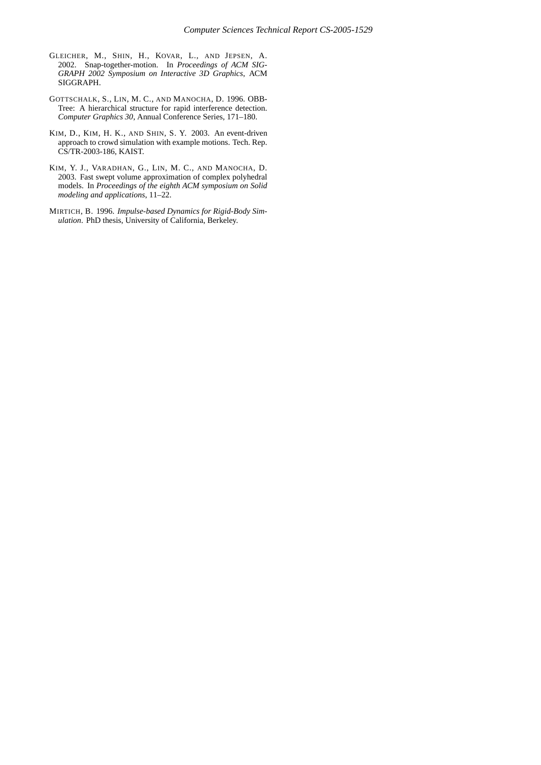GLEICHER, M., SHIN, H., KOVAR, L., AND JEPSEN, A. 2002. Snap-together-motion. In *Proceedings of ACM SIGGRAPH 2002 Symposium on Interactive 3D Graphics*, ACM SIGGRAPH.

GOTTSCHALK, S., LIN, M. C., AND MANOCHA, D. 1996. OBB-Tree: A hierarchical structure for rapid interference detection. *Computer Graphics 30*, Annual Conference Series, 171–180.

KIM, D., KIM, H. K., AND SHIN, S. Y. 2003. An event-driven approach to crowd simulation with example motions. Tech. Rep. CS/TR-2003-186, KAIST.

KIM, Y. J., VARADHAN, G., LIN, M. C., AND MANOCHA, D. 2003. Fast swept volume approximation of complex polyhedral models. In *Proceedings of the eighth ACM symposium on Solid modeling and applications*, 11–22.

MIRTICH, B. 1996. *Impulse-based Dynamics for Rigid-Body Simulation*. PhD thesis, University of California, Berkeley.